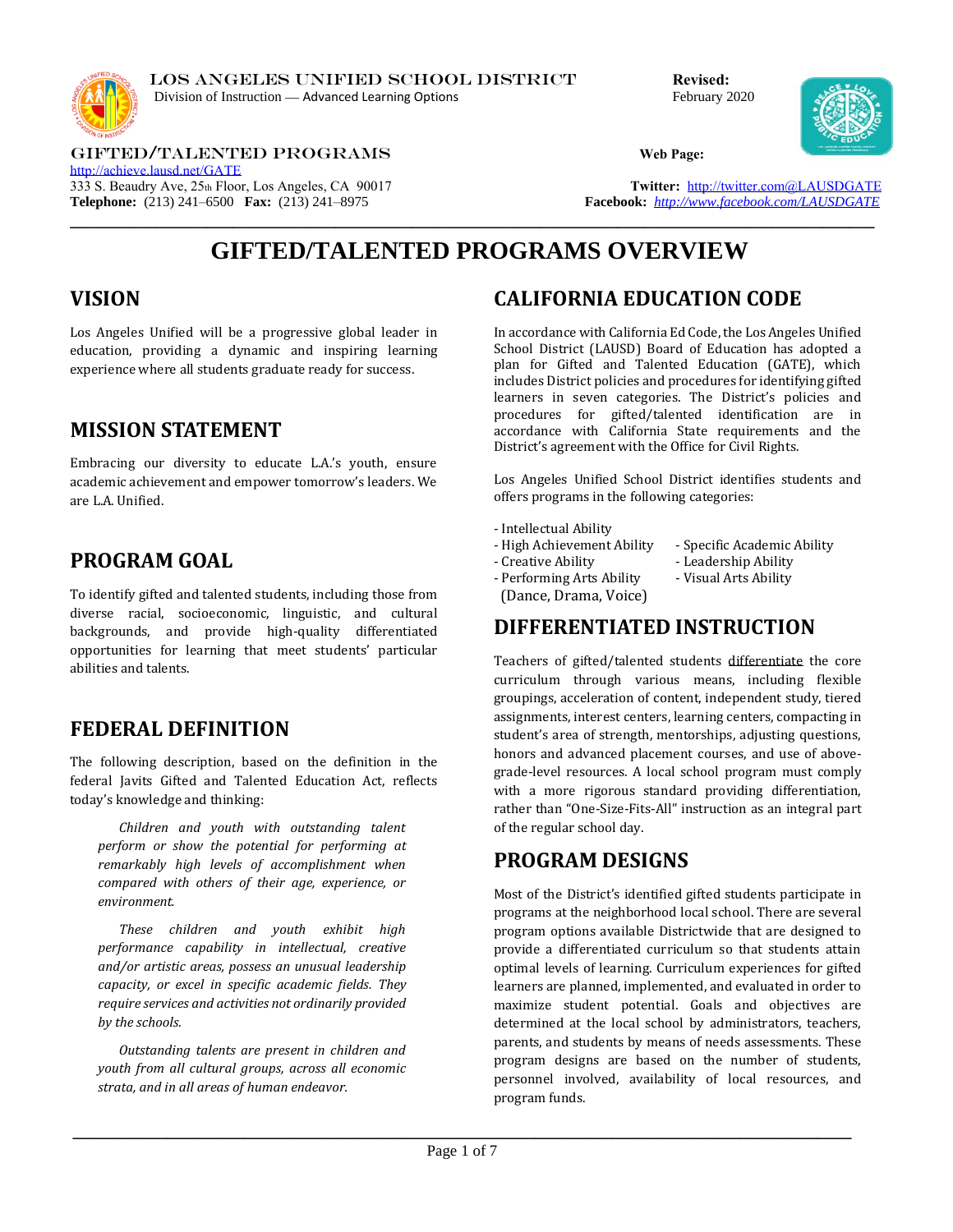LOS ANGELES UNIFIED SCHOOL DISTRICT
Division of Instruction — Advanced Learning Options

**Revised:**
February 2020

GIFTED/TALENTED PROGRAMS

**Web Page:** http://achieve.lausd.net/GATE

333 S. Beaudry Ave, 25th Floor, Los Angeles, CA 90017
**Telephone:** (213) 241–6500 **Fax:** (213) 241–8975

**Twitter:** http://twitter.com@LAUSDGATE
**Facebook:** *http://www.facebook.com/LAUSDGATE*

# GIFTED/TALENTED PROGRAMS OVERVIEW

## VISION

Los Angeles Unified will be a progressive global leader in education, providing a dynamic and inspiring learning experience where all students graduate ready for success.

## MISSION STATEMENT

Embracing our diversity to educate L.A.'s youth, ensure academic achievement and empower tomorrow's leaders. We are L.A. Unified.

## PROGRAM GOAL

To identify gifted and talented students, including those from diverse racial, socioeconomic, linguistic, and cultural backgrounds, and provide high-quality differentiated opportunities for learning that meet students' particular abilities and talents.

## FEDERAL DEFINITION

The following description, based on the definition in the federal Javits Gifted and Talented Education Act, reflects today's knowledge and thinking:

> *Children and youth with outstanding talent perform or show the potential for performing at remarkably high levels of accomplishment when compared with others of their age, experience, or environment.*
>
> *These children and youth exhibit high performance capability in intellectual, creative and/or artistic areas, possess an unusual leadership capacity, or excel in specific academic fields. They require services and activities not ordinarily provided by the schools.*
>
> *Outstanding talents are present in children and youth from all cultural groups, across all economic strata, and in all areas of human endeavor.*

## CALIFORNIA EDUCATION CODE

In accordance with California Ed Code, the Los Angeles Unified School District (LAUSD) Board of Education has adopted a plan for Gifted and Talented Education (GATE), which includes District policies and procedures for identifying gifted learners in seven categories. The District's policies and procedures for gifted/talented identification are in accordance with California State requirements and the District's agreement with the Office for Civil Rights.

Los Angeles Unified School District identifies students and offers programs in the following categories:

- Intellectual Ability
- High Achievement Ability
- Creative Ability
- Performing Arts Ability (Dance, Drama, Voice)
- Specific Academic Ability
- Leadership Ability
- Visual Arts Ability

## DIFFERENTIATED INSTRUCTION

Teachers of gifted/talented students differentiate the core curriculum through various means, including flexible groupings, acceleration of content, independent study, tiered assignments, interest centers, learning centers, compacting in student's area of strength, mentorships, adjusting questions, honors and advanced placement courses, and use of above-grade-level resources. A local school program must comply with a more rigorous standard providing differentiation, rather than "One-Size-Fits-All" instruction as an integral part of the regular school day.

## PROGRAM DESIGNS

Most of the District's identified gifted students participate in programs at the neighborhood local school. There are several program options available Districtwide that are designed to provide a differentiated curriculum so that students attain optimal levels of learning. Curriculum experiences for gifted learners are planned, implemented, and evaluated in order to maximize student potential. Goals and objectives are determined at the local school by administrators, teachers, parents, and students by means of needs assessments. These program designs are based on the number of students, personnel involved, availability of local resources, and program funds.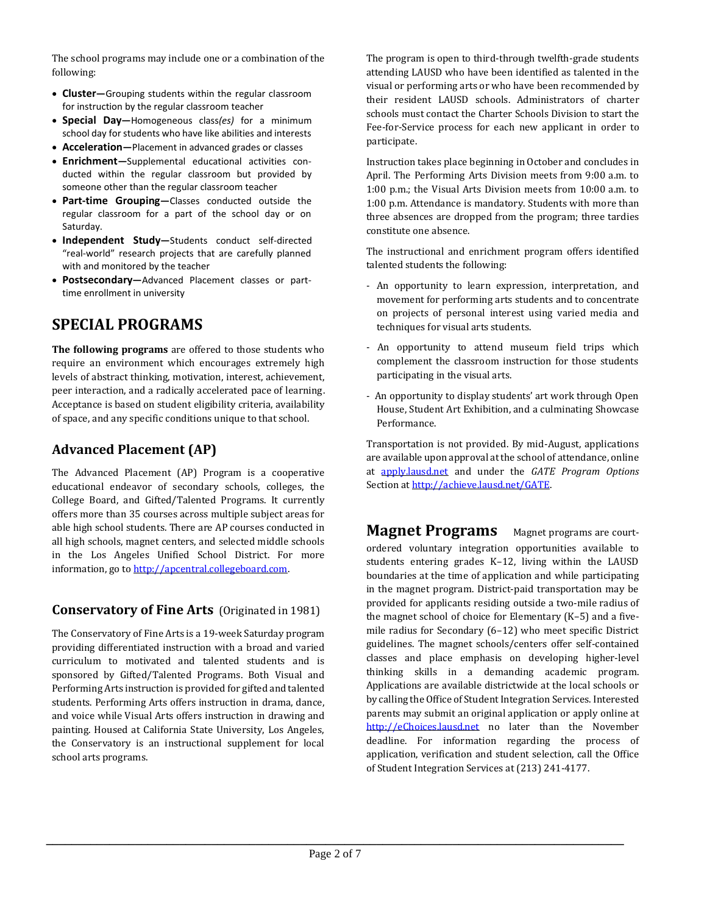The school programs may include one or a combination of the following:

- **Cluster—**Grouping students within the regular classroom for instruction by the regular classroom teacher
- **Special Day—**Homogeneous class*(es)* for a minimum school day for students who have like abilities and interests
- **Acceleration—**Placement in advanced grades or classes
- **Enrichment—**Supplemental educational activities conducted within the regular classroom but provided by someone other than the regular classroom teacher
- **Part-time Grouping—**Classes conducted outside the regular classroom for a part of the school day or on Saturday.
- **Independent Study—**Students conduct self-directed "real-world" research projects that are carefully planned with and monitored by the teacher
- **Postsecondary—**Advanced Placement classes or part-time enrollment in university

# SPECIAL PROGRAMS

**The following programs** are offered to those students who require an environment which encourages extremely high levels of abstract thinking, motivation, interest, achievement, peer interaction, and a radically accelerated pace of learning. Acceptance is based on student eligibility criteria, availability of space, and any specific conditions unique to that school.

## Advanced Placement (AP)

The Advanced Placement (AP) Program is a cooperative educational endeavor of secondary schools, colleges, the College Board, and Gifted/Talented Programs. It currently offers more than 35 courses across multiple subject areas for able high school students. There are AP courses conducted in all high schools, magnet centers, and selected middle schools in the Los Angeles Unified School District. For more information, go to http://apcentral.collegeboard.com.

## Conservatory of Fine Arts (Originated in 1981)

The Conservatory of Fine Arts is a 19-week Saturday program providing differentiated instruction with a broad and varied curriculum to motivated and talented students and is sponsored by Gifted/Talented Programs. Both Visual and Performing Arts instruction is provided for gifted and talented students. Performing Arts offers instruction in drama, dance, and voice while Visual Arts offers instruction in drawing and painting. Housed at California State University, Los Angeles, the Conservatory is an instructional supplement for local school arts programs.

The program is open to third-through twelfth-grade students attending LAUSD who have been identified as talented in the visual or performing arts or who have been recommended by their resident LAUSD schools. Administrators of charter schools must contact the Charter Schools Division to start the Fee-for-Service process for each new applicant in order to participate.

Instruction takes place beginning in October and concludes in April. The Performing Arts Division meets from 9:00 a.m. to 1:00 p.m.; the Visual Arts Division meets from 10:00 a.m. to 1:00 p.m. Attendance is mandatory. Students with more than three absences are dropped from the program; three tardies constitute one absence.

The instructional and enrichment program offers identified talented students the following:

- An opportunity to learn expression, interpretation, and movement for performing arts students and to concentrate on projects of personal interest using varied media and techniques for visual arts students.
- An opportunity to attend museum field trips which complement the classroom instruction for those students participating in the visual arts.
- An opportunity to display students' art work through Open House, Student Art Exhibition, and a culminating Showcase Performance.

Transportation is not provided. By mid-August, applications are available upon approval at the school of attendance, online at apply.lausd.net and under the *GATE Program Options* Section at http://achieve.lausd.net/GATE.

## Magnet Programs

Magnet programs are court-ordered voluntary integration opportunities available to students entering grades K–12, living within the LAUSD boundaries at the time of application and while participating in the magnet program. District-paid transportation may be provided for applicants residing outside a two-mile radius of the magnet school of choice for Elementary (K–5) and a five-mile radius for Secondary (6–12) who meet specific District guidelines. The magnet schools/centers offer self-contained classes and place emphasis on developing higher-level thinking skills in a demanding academic program. Applications are available districtwide at the local schools or by calling the Office of Student Integration Services. Interested parents may submit an original application or apply online at http://eChoices.lausd.net no later than the November deadline. For information regarding the process of application, verification and student selection, call the Office of Student Integration Services at (213) 241-4177.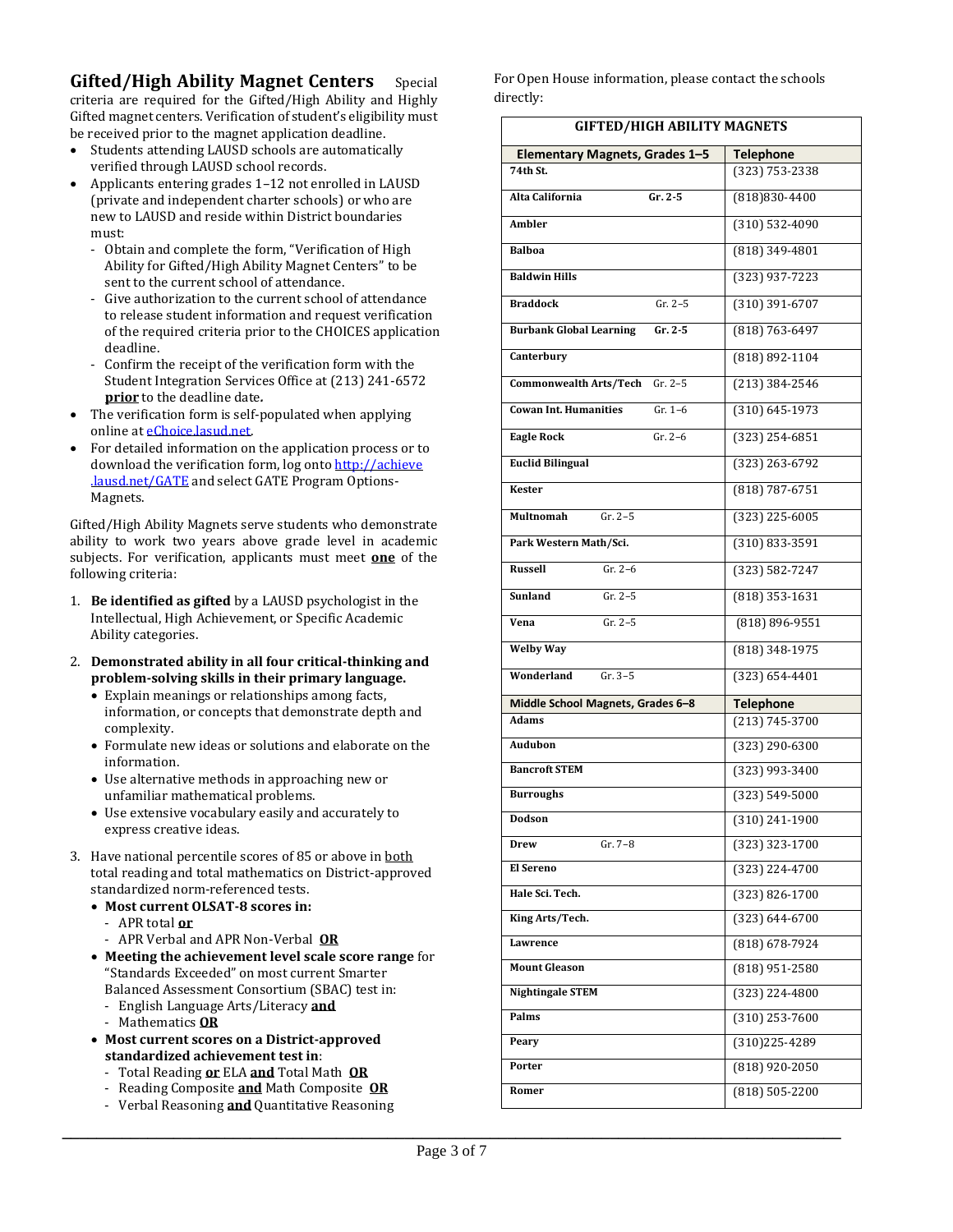## Gifted/High Ability Magnet Centers

Special criteria are required for the Gifted/High Ability and Highly Gifted magnet centers. Verification of student's eligibility must be received prior to the magnet application deadline.

- Students attending LAUSD schools are automatically verified through LAUSD school records.
- Applicants entering grades 1–12 not enrolled in LAUSD (private and independent charter schools) or who are new to LAUSD and reside within District boundaries must:
  - Obtain and complete the form, "Verification of High Ability for Gifted/High Ability Magnet Centers" to be sent to the current school of attendance.
  - Give authorization to the current school of attendance to release student information and request verification of the required criteria prior to the CHOICES application deadline.
  - Confirm the receipt of the verification form with the Student Integration Services Office at (213) 241-6572 **prior** to the deadline date**.**
- The verification form is self-populated when applying online at eChoice.lasud.net.
- For detailed information on the application process or to download the verification form, log onto http://achieve.lausd.net/GATE and select GATE Program Options-Magnets.

Gifted/High Ability Magnets serve students who demonstrate ability to work two years above grade level in academic subjects. For verification, applicants must meet **one** of the following criteria:

1. **Be identified as gifted** by a LAUSD psychologist in the Intellectual, High Achievement, or Specific Academic Ability categories.
2. **Demonstrated ability in all four critical-thinking and problem-solving skills in their primary language.**
   - Explain meanings or relationships among facts, information, or concepts that demonstrate depth and complexity.
   - Formulate new ideas or solutions and elaborate on the information.
   - Use alternative methods in approaching new or unfamiliar mathematical problems.
   - Use extensive vocabulary easily and accurately to express creative ideas.
3. Have national percentile scores of 85 or above in both total reading and total mathematics on District-approved standardized norm-referenced tests.
   - **Most current OLSAT-8 scores in:**
     - APR total **or**
     - APR Verbal and APR Non-Verbal **OR**
   - **Meeting the achievement level scale score range** for "Standards Exceeded" on most current Smarter Balanced Assessment Consortium (SBAC) test in:
     - English Language Arts/Literacy **and**
     - Mathematics **OR**
   - **Most current scores on a District-approved standardized achievement test in**:
     - Total Reading **or** ELA **and** Total Math **OR**
     - Reading Composite **and** Math Composite **OR**
     - Verbal Reasoning **and** Quantitative Reasoning

For Open House information, please contact the schools directly:

| GIFTED/HIGH ABILITY MAGNETS | |
|---|---|
| **Elementary Magnets, Grades 1–5** | **Telephone** |
| 74th St. | (323) 753-2338 |
| Alta California Gr. 2-5 | (818)830-4400 |
| Ambler | (310) 532-4090 |
| Balboa | (818) 349-4801 |
| Baldwin Hills | (323) 937-7223 |
| Braddock Gr. 2–5 | (310) 391-6707 |
| Burbank Global Learning Gr. 2-5 | (818) 763-6497 |
| Canterbury | (818) 892-1104 |
| Commonwealth Arts/Tech Gr. 2–5 | (213) 384-2546 |
| Cowan Int. Humanities Gr. 1–6 | (310) 645-1973 |
| Eagle Rock Gr. 2–6 | (323) 254-6851 |
| Euclid Bilingual | (323) 263-6792 |
| Kester | (818) 787-6751 |
| Multnomah Gr. 2–5 | (323) 225-6005 |
| Park Western Math/Sci. | (310) 833-3591 |
| Russell Gr. 2–6 | (323) 582-7247 |
| Sunland Gr. 2–5 | (818) 353-1631 |
| Vena Gr. 2–5 | (818) 896-9551 |
| Welby Way | (818) 348-1975 |
| Wonderland Gr. 3–5 | (323) 654-4401 |
| **Middle School Magnets, Grades 6–8** | **Telephone** |
| Adams | (213) 745-3700 |
| Audubon | (323) 290-6300 |
| Bancroft STEM | (323) 993-3400 |
| Burroughs | (323) 549-5000 |
| Dodson | (310) 241-1900 |
| Drew Gr. 7–8 | (323) 323-1700 |
| El Sereno | (323) 224-4700 |
| Hale Sci. Tech. | (323) 826-1700 |
| King Arts/Tech. | (323) 644-6700 |
| Lawrence | (818) 678-7924 |
| Mount Gleason | (818) 951-2580 |
| Nightingale STEM | (323) 224-4800 |
| Palms | (310) 253-7600 |
| Peary | (310)225-4289 |
| Porter | (818) 920-2050 |
| Romer | (818) 505-2200 |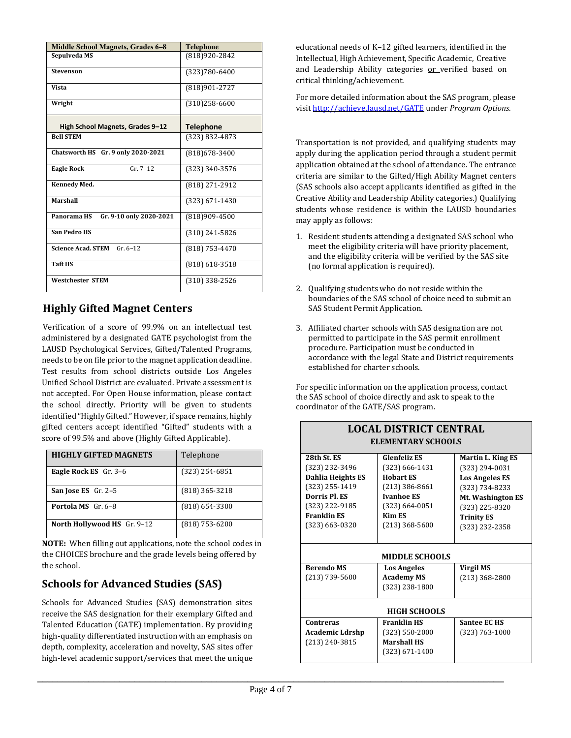| Middle School Magnets, Grades 6–8 | Telephone |
|---|---|
| **Sepulveda MS** | (818)920-2842 |
| **Stevenson** | (323)780-6400 |
| **Vista** | (818)901-2727 |
| **Wright** | (310)258-6600 |

| High School Magnets, Grades 9–12 | Telephone |
|---|---|
| **Bell STEM** | (323) 832-4873 |
| **Chatsworth HS Gr. 9 only 2020-2021** | (818)678-3400 |
| **Eagle Rock** Gr. 7–12 | (323) 340-3576 |
| **Kennedy Med.** | (818) 271-2912 |
| **Marshall** | (323) 671-1430 |
| **Panorama HS Gr. 9-10 only 2020-2021** | (818)909-4500 |
| **San Pedro HS** | (310) 241-5826 |
| **Science Acad. STEM** Gr. 6–12 | (818) 753-4470 |
| **Taft HS** | (818) 618-3518 |
| **Westchester STEM** | (310) 338-2526 |

## Highly Gifted Magnet Centers

Verification of a score of 99.9% on an intellectual test administered by a designated GATE psychologist from the LAUSD Psychological Services, Gifted/Talented Programs, needs to be on file prior to the magnet application deadline. Test results from school districts outside Los Angeles Unified School District are evaluated. Private assessment is not accepted. For Open House information, please contact the school directly. Priority will be given to students identified "Highly Gifted." However, if space remains, highly gifted centers accept identified "Gifted" students with a score of 99.5% and above (Highly Gifted Applicable).

| HIGHLY GIFTED MAGNETS | Telephone |
|---|---|
| **Eagle Rock ES** Gr. 3–6 | (323) 254-6851 |
| **San Jose ES** Gr. 2–5 | (818) 365-3218 |
| **Portola MS** Gr. 6–8 | (818) 654-3300 |
| **North Hollywood HS** Gr. 9–12 | (818) 753-6200 |

**NOTE:** When filling out applications, note the school codes in the CHOICES brochure and the grade levels being offered by the school.

## Schools for Advanced Studies (SAS)

Schools for Advanced Studies (SAS) demonstration sites receive the SAS designation for their exemplary Gifted and Talented Education (GATE) implementation. By providing high-quality differentiated instruction with an emphasis on depth, complexity, acceleration and novelty, SAS sites offer high-level academic support/services that meet the unique educational needs of K–12 gifted learners, identified in the Intellectual, High Achievement, Specific Academic, Creative and Leadership Ability categories or verified based on critical thinking/achievement.

For more detailed information about the SAS program, please visit http://achieve.lausd.net/GATE under *Program Options.*

Transportation is not provided, and qualifying students may apply during the application period through a student permit application obtained at the school of attendance. The entrance criteria are similar to the Gifted/High Ability Magnet centers (SAS schools also accept applicants identified as gifted in the Creative Ability and Leadership Ability categories.) Qualifying students whose residence is within the LAUSD boundaries may apply as follows:

1. Resident students attending a designated SAS school who meet the eligibility criteria will have priority placement, and the eligibility criteria will be verified by the SAS site (no formal application is required).
2. Qualifying students who do not reside within the boundaries of the SAS school of choice need to submit an SAS Student Permit Application.
3. Affiliated charter schools with SAS designation are not permitted to participate in the SAS permit enrollment procedure. Participation must be conducted in accordance with the legal State and District requirements established for charter schools.

For specific information on the application process, contact the SAS school of choice directly and ask to speak to the coordinator of the GATE/SAS program.

| LOCAL DISTRICT CENTRAL — ELEMENTARY SCHOOLS | | |
|---|---|---|
| **28th St. ES** (323) 232-3496 | **Glenfeliz ES** (323) 666-1431 | **Martin L. King ES** (323) 294-0031 |
| **Dahlia Heights ES** (323) 255-1419 | **Hobart ES** (213) 386-8661 | **Los Angeles ES** (323) 734-8233 |
| **Dorris Pl. ES** (323) 222-9185 | **Ivanhoe ES** (323) 664-0051 | **Mt. Washington ES** (323) 225-8320 |
| **Franklin ES** (323) 663-0320 | **Kim ES** (213) 368-5600 | **Trinity ES** (323) 232-2358 |
| **MIDDLE SCHOOLS** | | |
| **Berendo MS** (213) 739-5600 | **Los Angeles Academy MS** (323) 238-1800 | **Virgil MS** (213) 368-2800 |
| **HIGH SCHOOLS** | | |
| **Contreras Academic Ldrshp** (213) 240-3815 | **Franklin HS** (323) 550-2000 | **Santee EC HS** (323) 763-1000 |
| | **Marshall HS** (323) 671-1400 | |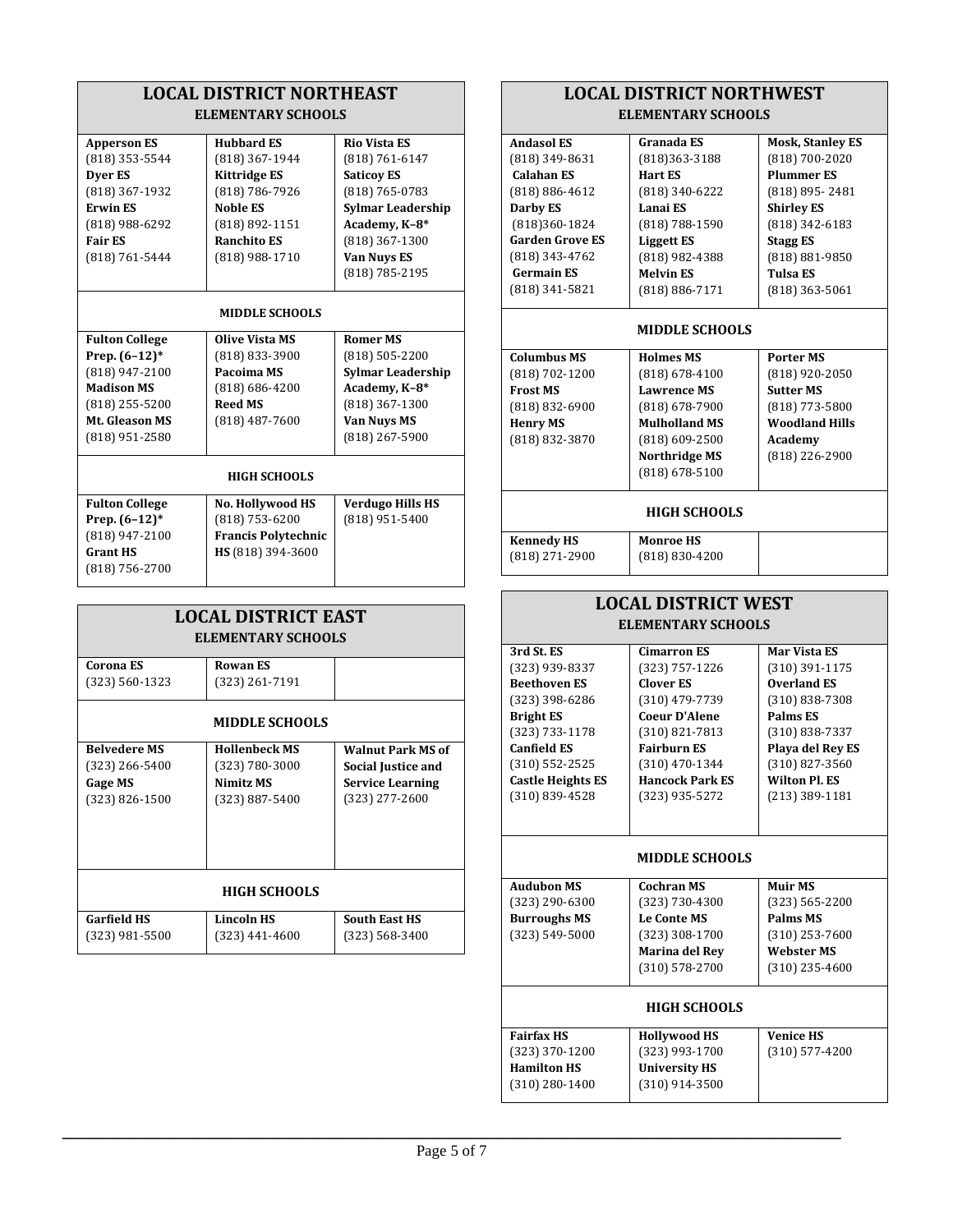## LOCAL DISTRICT NORTHEAST

### ELEMENTARY SCHOOLS

| | | |
|---|---|---|
| **Apperson ES** (818) 353-5544<br>**Dyer ES** (818) 367-1932<br>**Erwin ES** (818) 988-6292<br>**Fair ES** (818) 761-5444 | **Hubbard ES** (818) 367-1944<br>**Kittridge ES** (818) 786-7926<br>**Noble ES** (818) 892-1151<br>**Ranchito ES** (818) 988-1710 | **Rio Vista ES** (818) 761-6147<br>**Saticoy ES** (818) 765-0783<br>**Sylmar Leadership Academy, K–8*** (818) 367-1300<br>**Van Nuys ES** (818) 785-2195 |

### MIDDLE SCHOOLS

| | | |
|---|---|---|
| **Fulton College Prep. (6–12)*** (818) 947-2100<br>**Madison MS** (818) 255-5200<br>**Mt. Gleason MS** (818) 951-2580 | **Olive Vista MS** (818) 833-3900<br>**Pacoima MS** (818) 686-4200<br>**Reed MS** (818) 487-7600 | **Romer MS** (818) 505-2200<br>**Sylmar Leadership Academy, K–8*** (818) 367-1300<br>**Van Nuys MS** (818) 267-5900 |

### HIGH SCHOOLS

| | | |
|---|---|---|
| **Fulton College Prep. (6–12)*** (818) 947-2100<br>**Grant HS** (818) 756-2700 | **No. Hollywood HS** (818) 753-6200<br>**Francis Polytechnic HS** (818) 394-3600 | **Verdugo Hills HS** (818) 951-5400 |

## LOCAL DISTRICT EAST

### ELEMENTARY SCHOOLS

| | | |
|---|---|---|
| **Corona ES** (323) 560-1323 | **Rowan ES** (323) 261-7191 | |

### MIDDLE SCHOOLS

| | | |
|---|---|---|
| **Belvedere MS** (323) 266-5400<br>**Gage MS** (323) 826-1500 | **Hollenbeck MS** (323) 780-3000<br>**Nimitz MS** (323) 887-5400 | **Walnut Park MS of Social Justice and Service Learning** (323) 277-2600 |

### HIGH SCHOOLS

| | | |
|---|---|---|
| **Garfield HS** (323) 981-5500 | **Lincoln HS** (323) 441-4600 | **South East HS** (323) 568-3400 |

## LOCAL DISTRICT NORTHWEST

### ELEMENTARY SCHOOLS

| | | |
|---|---|---|
| **Andasol ES** (818) 349-8631<br>**Calahan ES** (818) 886-4612<br>**Darby ES** (818)360-1824<br>**Garden Grove ES** (818) 343-4762<br>**Germain ES** (818) 341-5821 | **Granada ES** (818)363-3188<br>**Hart ES** (818) 340-6222<br>**Lanai ES** (818) 788-1590<br>**Liggett ES** (818) 982-4388<br>**Melvin ES** (818) 886-7171 | **Mosk, Stanley ES** (818) 700-2020<br>**Plummer ES** (818) 895- 2481<br>**Shirley ES** (818) 342-6183<br>**Stagg ES** (818) 881-9850<br>**Tulsa ES** (818) 363-5061 |

### MIDDLE SCHOOLS

| | | |
|---|---|---|
| **Columbus MS** (818) 702-1200<br>**Frost MS** (818) 832-6900<br>**Henry MS** (818) 832-3870 | **Holmes MS** (818) 678-4100<br>**Lawrence MS** (818) 678-7900<br>**Mulholland MS** (818) 609-2500<br>**Northridge MS** (818) 678-5100 | **Porter MS** (818) 920-2050<br>**Sutter MS** (818) 773-5800<br>**Woodland Hills Academy** (818) 226-2900 |

### HIGH SCHOOLS

| | | |
|---|---|---|
| **Kennedy HS** (818) 271-2900 | **Monroe HS** (818) 830-4200 | |

## LOCAL DISTRICT WEST

### ELEMENTARY SCHOOLS

| | | |
|---|---|---|
| **3rd St. ES** (323) 939-8337<br>**Beethoven ES** (323) 398-6286<br>**Bright ES** (323) 733-1178<br>**Canfield ES** (310) 552-2525<br>**Castle Heights ES** (310) 839-4528 | **Cimarron ES** (323) 757-1226<br>**Clover ES** (310) 479-7739<br>**Coeur D'Alene** (310) 821-7813<br>**Fairburn ES** (310) 470-1344<br>**Hancock Park ES** (323) 935-5272 | **Mar Vista ES** (310) 391-1175<br>**Overland ES** (310) 838-7308<br>**Palms ES** (310) 838-7337<br>**Playa del Rey ES** (310) 827-3560<br>**Wilton Pl. ES** (213) 389-1181 |

### MIDDLE SCHOOLS

| | | |
|---|---|---|
| **Audubon MS** (323) 290-6300<br>**Burroughs MS** (323) 549-5000 | **Cochran MS** (323) 730-4300<br>**Le Conte MS** (323) 308-1700<br>**Marina del Rey** (310) 578-2700 | **Muir MS** (323) 565-2200<br>**Palms MS** (310) 253-7600<br>**Webster MS** (310) 235-4600 |

### HIGH SCHOOLS

| | | |
|---|---|---|
| **Fairfax HS** (323) 370-1200<br>**Hamilton HS** (310) 280-1400 | **Hollywood HS** (323) 993-1700<br>**University HS** (310) 914-3500 | **Venice HS** (310) 577-4200 |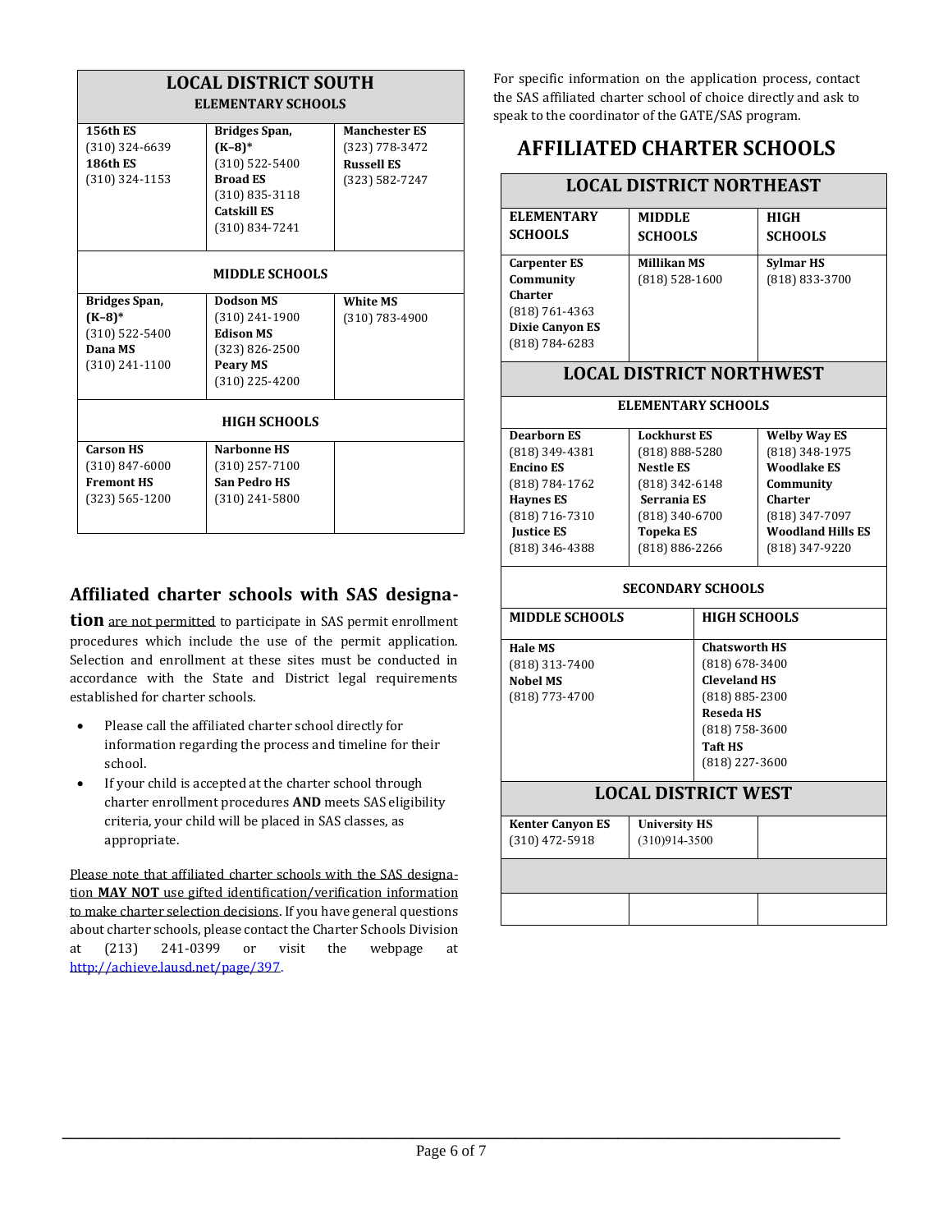| LOCAL DISTRICT SOUTH | | |
|---|---|---|
| **ELEMENTARY SCHOOLS** | | |
| **156th ES** (310) 324-6639 **186th ES** (310) 324-1153 | **Bridges Span, (K–8)*** (310) 522-5400 **Broad ES** (310) 835-3118 **Catskill ES** (310) 834-7241 | **Manchester ES** (323) 778-3472 **Russell ES** (323) 582-7247 |
| **MIDDLE SCHOOLS** | | |
| **Bridges Span, (K–8)*** (310) 522-5400 **Dana MS** (310) 241-1100 | **Dodson MS** (310) 241-1900 **Edison MS** (323) 826-2500 **Peary MS** (310) 225-4200 | **White MS** (310) 783-4900 |
| **HIGH SCHOOLS** | | |
| **Carson HS** (310) 847-6000 **Fremont HS** (323) 565-1200 | **Narbonne HS** (310) 257-7100 **San Pedro HS** (310) 241-5800 | |

## Affiliated charter schools with SAS designation

are not permitted to participate in SAS permit enrollment procedures which include the use of the permit application. Selection and enrollment at these sites must be conducted in accordance with the State and District legal requirements established for charter schools.

- Please call the affiliated charter school directly for information regarding the process and timeline for their school.
- If your child is accepted at the charter school through charter enrollment procedures **AND** meets SAS eligibility criteria, your child will be placed in SAS classes, as appropriate.

Please note that affiliated charter schools with the SAS designation **MAY NOT** use gifted identification/verification information to make charter selection decisions. If you have general questions about charter schools, please contact the Charter Schools Division at (213) 241-0399 or visit the webpage at http://achieve.lausd.net/page/397.

For specific information on the application process, contact the SAS affiliated charter school of choice directly and ask to speak to the coordinator of the GATE/SAS program.

## AFFILIATED CHARTER SCHOOLS

| LOCAL DISTRICT NORTHEAST | | |
|---|---|---|
| **ELEMENTARY SCHOOLS** | **MIDDLE SCHOOLS** | **HIGH SCHOOLS** |
| **Carpenter ES Community Charter** (818) 761-4363 **Dixie Canyon ES** (818) 784-6283 | **Millikan MS** (818) 528-1600 | **Sylmar HS** (818) 833-3700 |

| LOCAL DISTRICT NORTHWEST | | |
|---|---|---|
| **ELEMENTARY SCHOOLS** | | |
| **Dearborn ES** (818) 349-4381 **Encino ES** (818) 784-1762 **Haynes ES** (818) 716-7310 **Justice ES** (818) 346-4388 | **Lockhurst ES** (818) 888-5280 **Nestle ES** (818) 342-6148 **Serrania ES** (818) 340-6700 **Topeka ES** (818) 886-2266 | **Welby Way ES** (818) 348-1975 **Woodlake ES Community Charter** (818) 347-7097 **Woodland Hills ES** (818) 347-9220 |
| **SECONDARY SCHOOLS** | | |
| **MIDDLE SCHOOLS** | **HIGH SCHOOLS** | |
| **Hale MS** (818) 313-7400 **Nobel MS** (818) 773-4700 | **Chatsworth HS** (818) 678-3400 **Cleveland HS** (818) 885-2300 **Reseda HS** (818) 758-3600 **Taft HS** (818) 227-3600 | |

| LOCAL DISTRICT WEST | | |
|---|---|---|
| **Kenter Canyon ES** (310) 472-5918 | **University HS** (310)914-3500 | |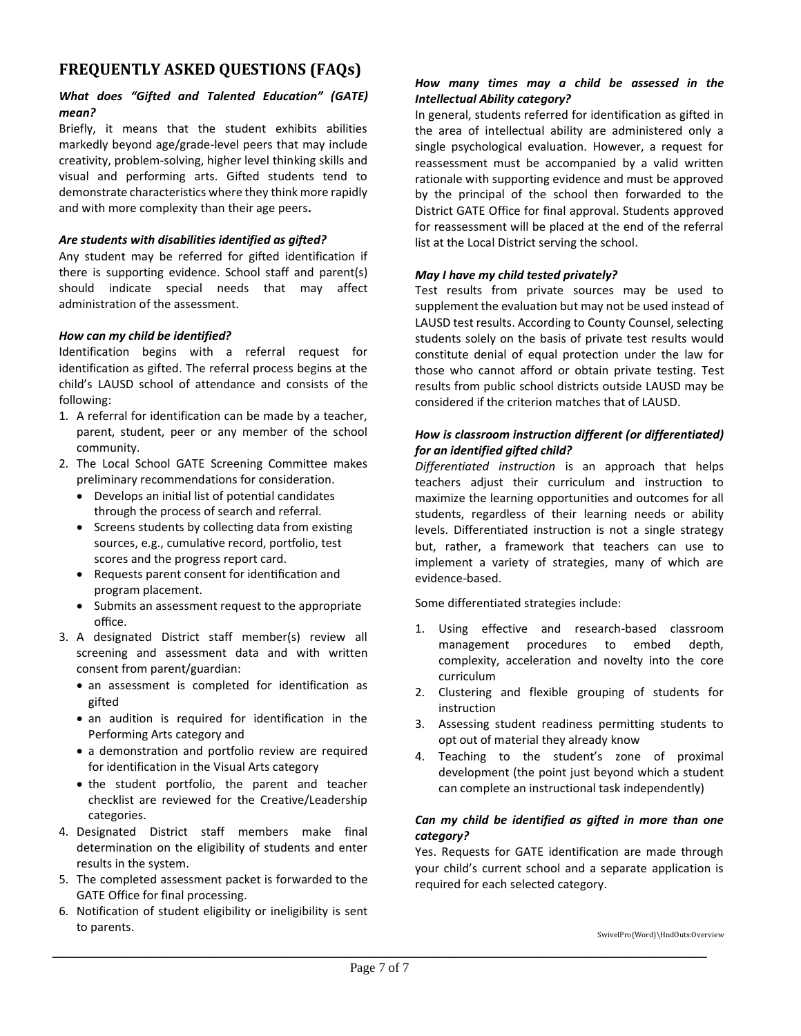## FREQUENTLY ASKED QUESTIONS (FAQs)

***What does "Gifted and Talented Education" (GATE) mean?***

Briefly, it means that the student exhibits abilities markedly beyond age/grade-level peers that may include creativity, problem-solving, higher level thinking skills and visual and performing arts. Gifted students tend to demonstrate characteristics where they think more rapidly and with more complexity than their age peers**.**

***Are students with disabilities identified as gifted?***

Any student may be referred for gifted identification if there is supporting evidence. School staff and parent(s) should indicate special needs that may affect administration of the assessment.

***How can my child be identified?***

Identification begins with a referral request for identification as gifted. The referral process begins at the child's LAUSD school of attendance and consists of the following:

1. A referral for identification can be made by a teacher, parent, student, peer or any member of the school community.
2. The Local School GATE Screening Committee makes preliminary recommendations for consideration.
   - Develops an initial list of potential candidates through the process of search and referral.
   - Screens students by collecting data from existing sources, e.g., cumulative record, portfolio, test scores and the progress report card.
   - Requests parent consent for identification and program placement.
   - Submits an assessment request to the appropriate office.
3. A designated District staff member(s) review all screening and assessment data and with written consent from parent/guardian:
   - an assessment is completed for identification as gifted
   - an audition is required for identification in the Performing Arts category and
   - a demonstration and portfolio review are required for identification in the Visual Arts category
   - the student portfolio, the parent and teacher checklist are reviewed for the Creative/Leadership categories.
4. Designated District staff members make final determination on the eligibility of students and enter results in the system.
5. The completed assessment packet is forwarded to the GATE Office for final processing.
6. Notification of student eligibility or ineligibility is sent to parents.

***How many times may a child be assessed in the Intellectual Ability category?***

In general, students referred for identification as gifted in the area of intellectual ability are administered only a single psychological evaluation. However, a request for reassessment must be accompanied by a valid written rationale with supporting evidence and must be approved by the principal of the school then forwarded to the District GATE Office for final approval. Students approved for reassessment will be placed at the end of the referral list at the Local District serving the school.

***May I have my child tested privately?***

Test results from private sources may be used to supplement the evaluation but may not be used instead of LAUSD test results. According to County Counsel, selecting students solely on the basis of private test results would constitute denial of equal protection under the law for those who cannot afford or obtain private testing. Test results from public school districts outside LAUSD may be considered if the criterion matches that of LAUSD.

***How is classroom instruction different (or differentiated) for an identified gifted child?***

*Differentiated instruction* is an approach that helps teachers adjust their curriculum and instruction to maximize the learning opportunities and outcomes for all students, regardless of their learning needs or ability levels. Differentiated instruction is not a single strategy but, rather, a framework that teachers can use to implement a variety of strategies, many of which are evidence-based.

Some differentiated strategies include:

1. Using effective and research-based classroom management procedures to embed depth, complexity, acceleration and novelty into the core curriculum
2. Clustering and flexible grouping of students for instruction
3. Assessing student readiness permitting students to opt out of material they already know
4. Teaching to the student's zone of proximal development (the point just beyond which a student can complete an instructional task independently)

***Can my child be identified as gifted in more than one category?***

Yes. Requests for GATE identification are made through your child's current school and a separate application is required for each selected category.

SwivelPro(Word)\HndOuts:Overview